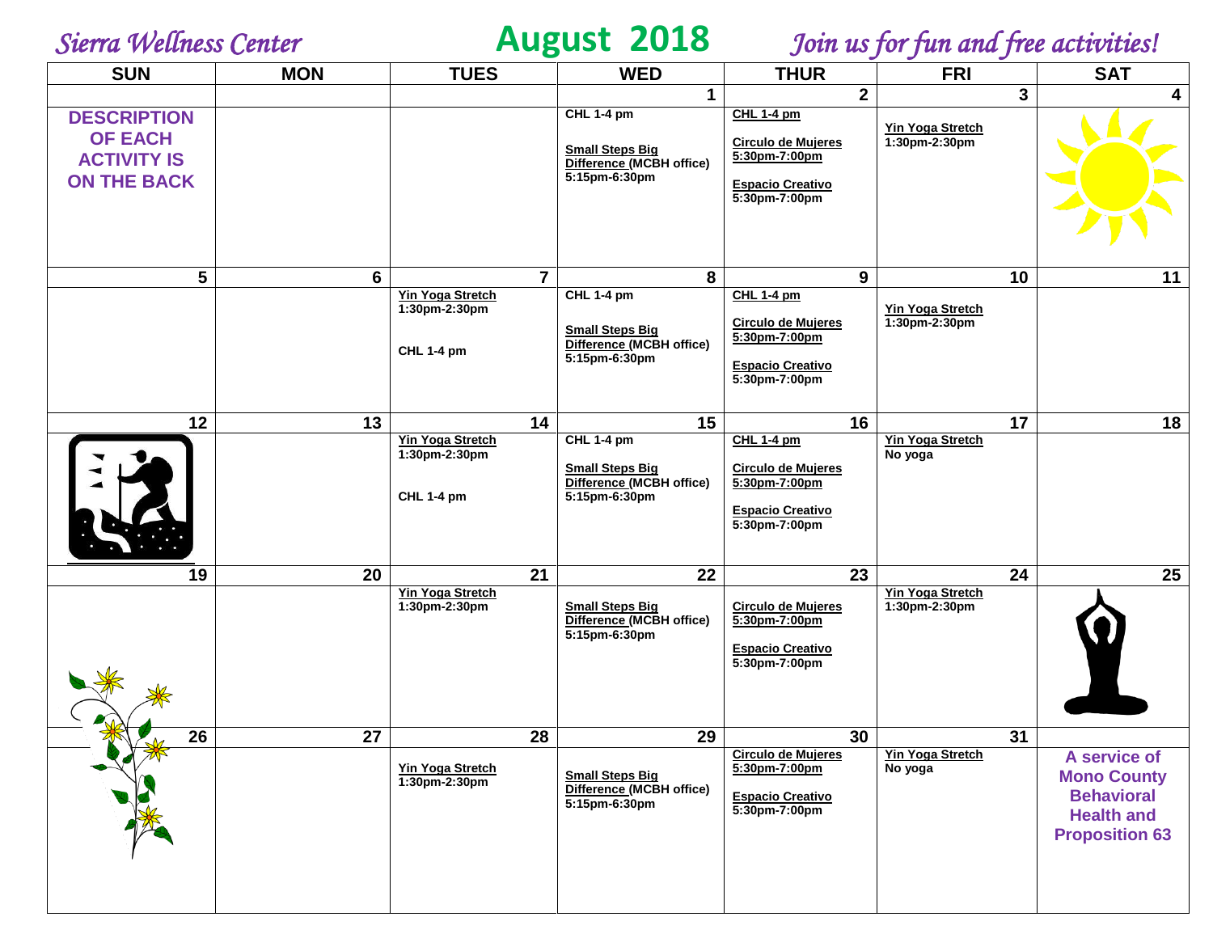*Sierra Wellness Center* **August 2018** *Join us for fun and free activities!*

| SUN | MON | TUES | WED | THUR | FRI | SAT |
|---|---|---|---|---|---|---|
| | | | 1 | 2 | 3 | 4 |
| **DESCRIPTION OF EACH ACTIVITY IS ON THE BACK** | | | CHL 1-4 pm<br><br>Small Steps Big Difference (MCBH office) 5:15pm-6:30pm | CHL 1-4 pm<br><br>Circulo de Mujeres 5:30pm-7:00pm<br><br>Espacio Creativo 5:30pm-7:00pm | Yin Yoga Stretch 1:30pm-2:30pm | |
| 5 | 6 | 7 | 8 | 9 | 10 | 11 |
| | | Yin Yoga Stretch 1:30pm-2:30pm<br><br>CHL 1-4 pm | CHL 1-4 pm<br><br>Small Steps Big Difference (MCBH office) 5:15pm-6:30pm | CHL 1-4 pm<br><br>Circulo de Mujeres 5:30pm-7:00pm<br><br>Espacio Creativo 5:30pm-7:00pm | Yin Yoga Stretch 1:30pm-2:30pm | |
| 12 | 13 | 14 | 15 | 16 | 17 | 18 |
| | | Yin Yoga Stretch 1:30pm-2:30pm<br><br>CHL 1-4 pm | CHL 1-4 pm<br><br>Small Steps Big Difference (MCBH office) 5:15pm-6:30pm | CHL 1-4 pm<br><br>Circulo de Mujeres 5:30pm-7:00pm<br><br>Espacio Creativo 5:30pm-7:00pm | Yin Yoga Stretch<br>No yoga | |
| 19 | 20 | 21 | 22 | 23 | 24 | 25 |
| | | Yin Yoga Stretch 1:30pm-2:30pm | Small Steps Big Difference (MCBH office) 5:15pm-6:30pm | Circulo de Mujeres 5:30pm-7:00pm<br><br>Espacio Creativo 5:30pm-7:00pm | Yin Yoga Stretch 1:30pm-2:30pm | |
| 26 | 27 | 28 | 29 | 30 | 31 | |
| | | Yin Yoga Stretch 1:30pm-2:30pm | Small Steps Big Difference (MCBH office) 5:15pm-6:30pm | Circulo de Mujeres 5:30pm-7:00pm<br><br>Espacio Creativo 5:30pm-7:00pm | Yin Yoga Stretch<br>No yoga | **A service of Mono County Behavioral Health and Proposition 63** |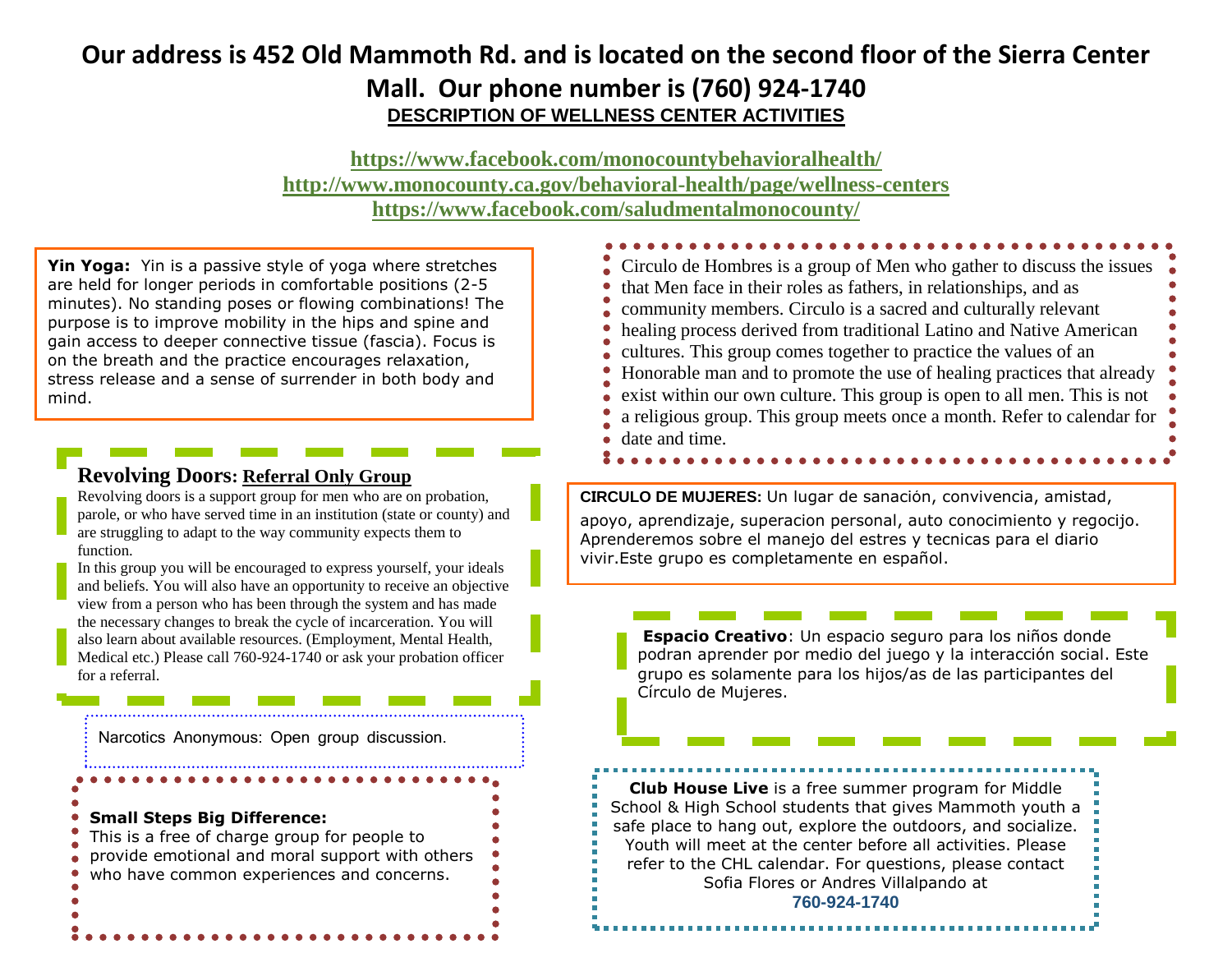# Our address is 452 Old Mammoth Rd. and is located on the second floor of the Sierra Center Mall. Our phone number is (760) 924-1740

## DESCRIPTION OF WELLNESS CENTER ACTIVITIES

https://www.facebook.com/monocountybehavioralhealth/
http://www.monocounty.ca.gov/behavioral-health/page/wellness-centers
https://www.facebook.com/saludmentalmonocounty/

**Yin Yoga:** Yin is a passive style of yoga where stretches are held for longer periods in comfortable positions (2-5 minutes). No standing poses or flowing combinations! The purpose is to improve mobility in the hips and spine and gain access to deeper connective tissue (fascia). Focus is on the breath and the practice encourages relaxation, stress release and a sense of surrender in both body and mind.

**Revolving Doors: Referral Only Group**

Revolving doors is a support group for men who are on probation, parole, or who have served time in an institution (state or county) and are struggling to adapt to the way community expects them to function.

In this group you will be encouraged to express yourself, your ideals and beliefs. You will also have an opportunity to receive an objective view from a person who has been through the system and has made the necessary changes to break the cycle of incarceration. You will also learn about available resources. (Employment, Mental Health, Medical etc.) Please call 760-924-1740 or ask your probation officer for a referral.

Narcotics Anonymous: Open group discussion.

**Small Steps Big Difference:**
This is a free of charge group for people to provide emotional and moral support with others who have common experiences and concerns.

Circulo de Hombres is a group of Men who gather to discuss the issues that Men face in their roles as fathers, in relationships, and as community members. Circulo is a sacred and culturally relevant healing process derived from traditional Latino and Native American cultures. This group comes together to practice the values of an Honorable man and to promote the use of healing practices that already exist within our own culture. This group is open to all men. This is not a religious group. This group meets once a month. Refer to calendar for date and time.

**CIRCULO DE MUJERES:** Un lugar de sanación, convivencia, amistad, apoyo, aprendizaje, superacion personal, auto conocimiento y regocijo. Aprenderemos sobre el manejo del estres y tecnicas para el diario vivir.Este grupo es completamente en español.

**Espacio Creativo**: Un espacio seguro para los niños donde podran aprender por medio del juego y la interacción social. Este grupo es solamente para los hijos/as de las participantes del Círculo de Mujeres.

**Club House Live** is a free summer program for Middle School & High School students that gives Mammoth youth a safe place to hang out, explore the outdoors, and socialize. Youth will meet at the center before all activities. Please refer to the CHL calendar. For questions, please contact Sofia Flores or Andres Villalpando at **760-924-1740**